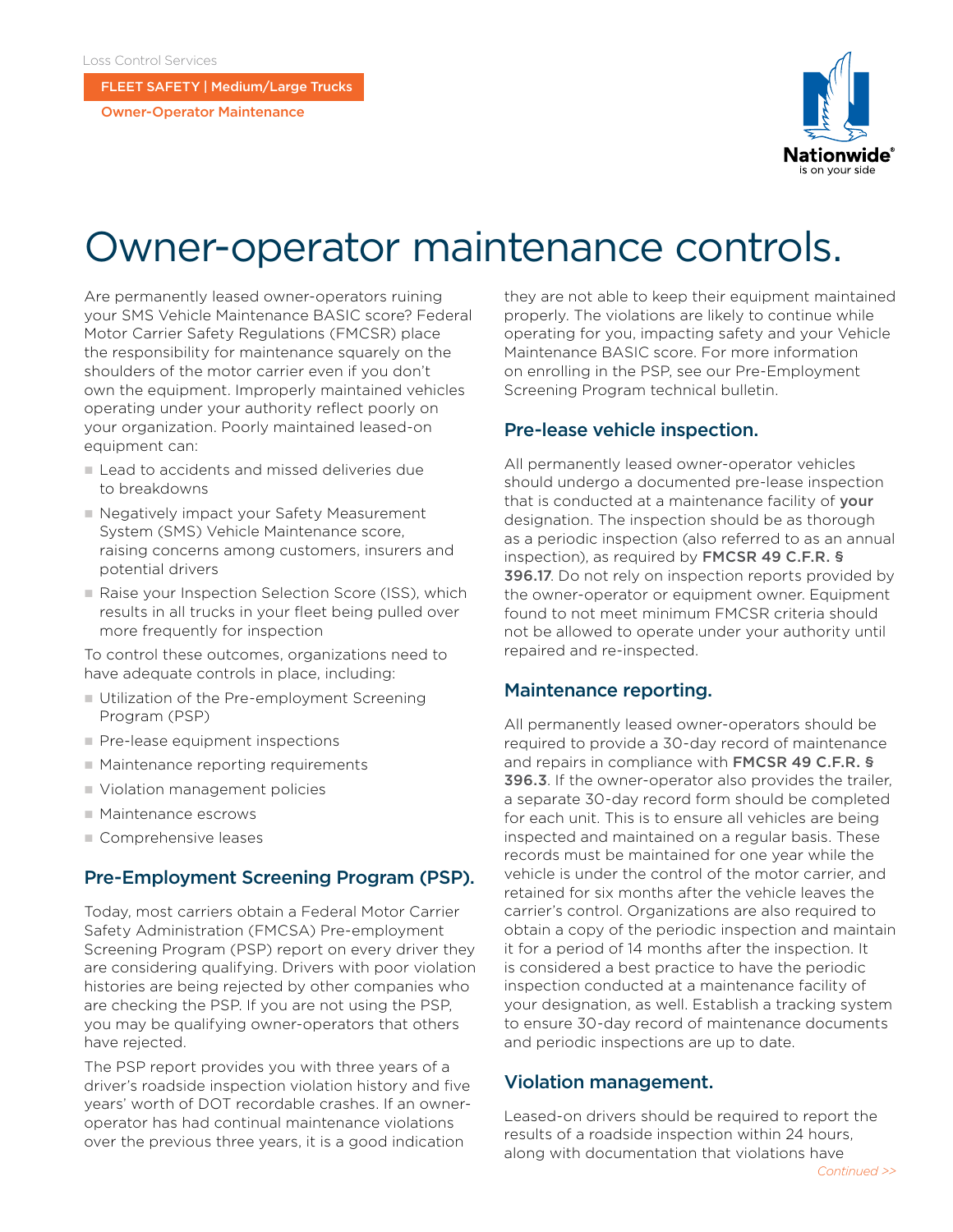Loss Control Services

FLEET SAFETY | Medium/Large Trucks

Owner-Operator Maintenance

# Owner-operator maintenance controls.

Are permanently leased owner-operators ruining your SMS Vehicle Maintenance BASIC score? Federal Motor Carrier Safety Regulations (FMCSR) place the responsibility for maintenance squarely on the shoulders of the motor carrier even if you don't own the equipment. Improperly maintained vehicles operating under your authority reflect poorly on your organization. Poorly maintained leased-on equipment can:

- Lead to accidents and missed deliveries due to breakdowns
- Negatively impact your Safety Measurement System (SMS) Vehicle Maintenance score, raising concerns among customers, insurers and potential drivers
- Raise your Inspection Selection Score (ISS), which results in all trucks in your fleet being pulled over more frequently for inspection

To control these outcomes, organizations need to have adequate controls in place, including:

- Utilization of the Pre-employment Screening Program (PSP)
- Pre-lease equipment inspections
- Maintenance reporting requirements
- Violation management policies
- Maintenance escrows
- Comprehensive leases

## Pre-Employment Screening Program (PSP).

Today, most carriers obtain a Federal Motor Carrier Safety Administration (FMCSA) Pre-employment Screening Program (PSP) report on every driver they are considering qualifying. Drivers with poor violation histories are being rejected by other companies who are checking the PSP. If you are not using the PSP, you may be qualifying owner-operators that others have rejected.

The PSP report provides you with three years of a driver's roadside inspection violation history and five years' worth of DOT recordable crashes. If an owner-operator has had continual maintenance violations over the previous three years, it is a good indication they are not able to keep their equipment maintained properly. The violations are likely to continue while operating for you, impacting safety and your Vehicle Maintenance BASIC score. For more information on enrolling in the PSP, see our Pre-Employment Screening Program technical bulletin.

## Pre-lease vehicle inspection.

All permanently leased owner-operator vehicles should undergo a documented pre-lease inspection that is conducted at a maintenance facility of **your** designation. The inspection should be as thorough as a periodic inspection (also referred to as an annual inspection), as required by **FMCSR 49 C.F.R. § 396.17**. Do not rely on inspection reports provided by the owner-operator or equipment owner. Equipment found to not meet minimum FMCSR criteria should not be allowed to operate under your authority until repaired and re-inspected.

## Maintenance reporting.

All permanently leased owner-operators should be required to provide a 30-day record of maintenance and repairs in compliance with **FMCSR 49 C.F.R. § 396.3**. If the owner-operator also provides the trailer, a separate 30-day record form should be completed for each unit. This is to ensure all vehicles are being inspected and maintained on a regular basis. These records must be maintained for one year while the vehicle is under the control of the motor carrier, and retained for six months after the vehicle leaves the carrier's control. Organizations are also required to obtain a copy of the periodic inspection and maintain it for a period of 14 months after the inspection. It is considered a best practice to have the periodic inspection conducted at a maintenance facility of your designation, as well. Establish a tracking system to ensure 30-day record of maintenance documents and periodic inspections are up to date.

## Violation management.

Leased-on drivers should be required to report the results of a roadside inspection within 24 hours, along with documentation that violations have

*Continued >>*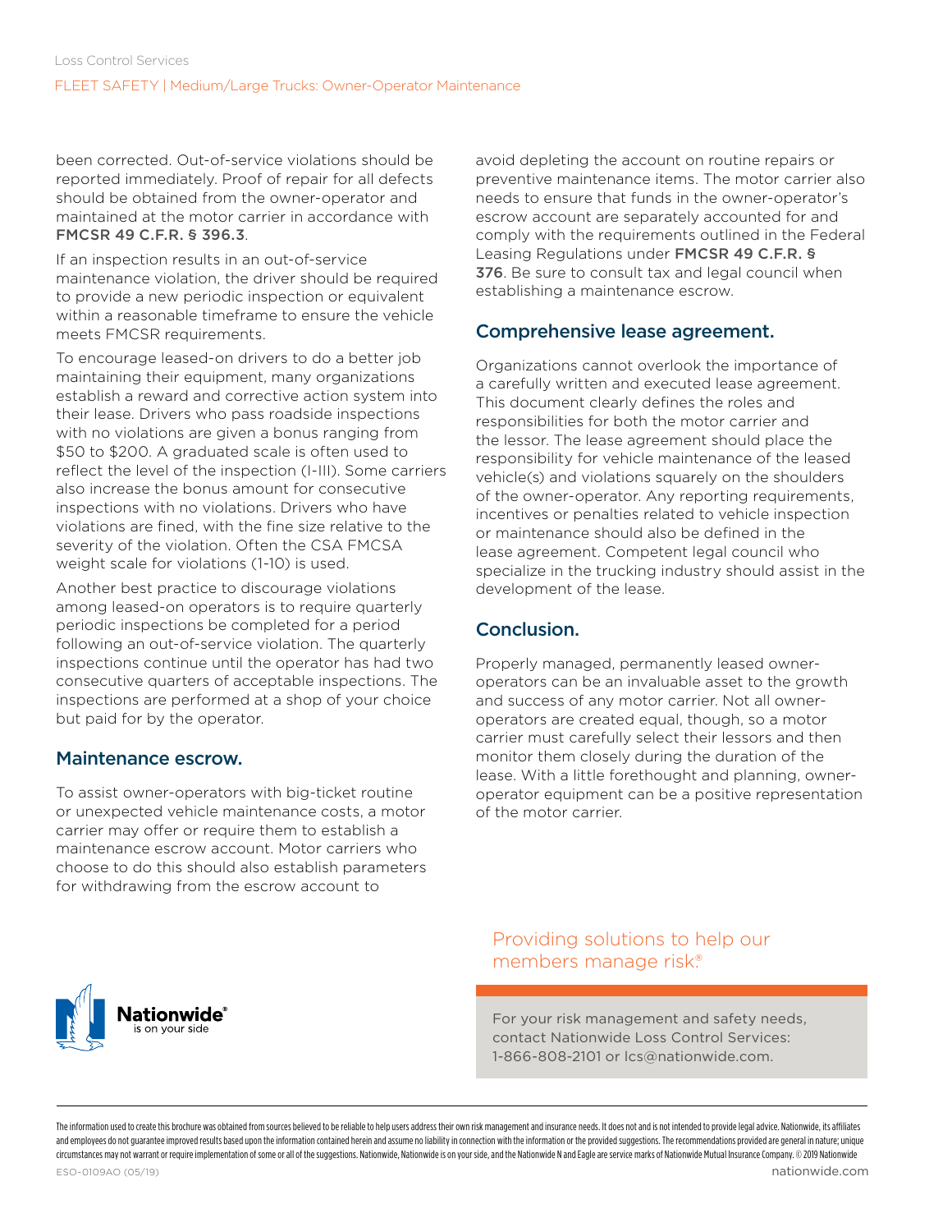been corrected. Out-of-service violations should be reported immediately. Proof of repair for all defects should be obtained from the owner-operator and maintained at the motor carrier in accordance with **FMCSR 49 C.F.R. § 396.3**.

If an inspection results in an out-of-service maintenance violation, the driver should be required to provide a new periodic inspection or equivalent within a reasonable timeframe to ensure the vehicle meets FMCSR requirements.

To encourage leased-on drivers to do a better job maintaining their equipment, many organizations establish a reward and corrective action system into their lease. Drivers who pass roadside inspections with no violations are given a bonus ranging from $50 to $200. A graduated scale is often used to reflect the level of the inspection (I-III). Some carriers also increase the bonus amount for consecutive inspections with no violations. Drivers who have violations are fined, with the fine size relative to the severity of the violation. Often the CSA FMCSA weight scale for violations (1-10) is used.

Another best practice to discourage violations among leased-on operators is to require quarterly periodic inspections be completed for a period following an out-of-service violation. The quarterly inspections continue until the operator has had two consecutive quarters of acceptable inspections. The inspections are performed at a shop of your choice but paid for by the operator.

## Maintenance escrow.

To assist owner-operators with big-ticket routine or unexpected vehicle maintenance costs, a motor carrier may offer or require them to establish a maintenance escrow account. Motor carriers who choose to do this should also establish parameters for withdrawing from the escrow account to avoid depleting the account on routine repairs or preventive maintenance items. The motor carrier also needs to ensure that funds in the owner-operator's escrow account are separately accounted for and comply with the requirements outlined in the Federal Leasing Regulations under **FMCSR 49 C.F.R. § 376**. Be sure to consult tax and legal council when establishing a maintenance escrow.

## Comprehensive lease agreement.

Organizations cannot overlook the importance of a carefully written and executed lease agreement. This document clearly defines the roles and responsibilities for both the motor carrier and the lessor. The lease agreement should place the responsibility for vehicle maintenance of the leased vehicle(s) and violations squarely on the shoulders of the owner-operator. Any reporting requirements, incentives or penalties related to vehicle inspection or maintenance should also be defined in the lease agreement. Competent legal council who specialize in the trucking industry should assist in the development of the lease.

## Conclusion.

Properly managed, permanently leased owner-operators can be an invaluable asset to the growth and success of any motor carrier. Not all owner-operators are created equal, though, so a motor carrier must carefully select their lessors and then monitor them closely during the duration of the lease. With a little forethought and planning, owner-operator equipment can be a positive representation of the motor carrier.

Providing solutions to help our members manage risk.®

For your risk management and safety needs, contact Nationwide Loss Control Services: 1-866-808-2101 or lcs@nationwide.com.

Nationwide® is on your side

The information used to create this brochure was obtained from sources believed to be reliable to help users address their own risk management and insurance needs. It does not and is not intended to provide legal advice. Nationwide, its affiliates and employees do not guarantee improved results based upon the information contained herein and assume no liability in connection with the information or the provided suggestions. The recommendations provided are general in nature; unique circumstances may not warrant or require implementation of some or all of the suggestions. Nationwide, Nationwide is on your side, and the Nationwide N and Eagle are service marks of Nationwide Mutual Insurance Company. © 2019 Nationwide

ESO-0109AO (05/19)

nationwide.com